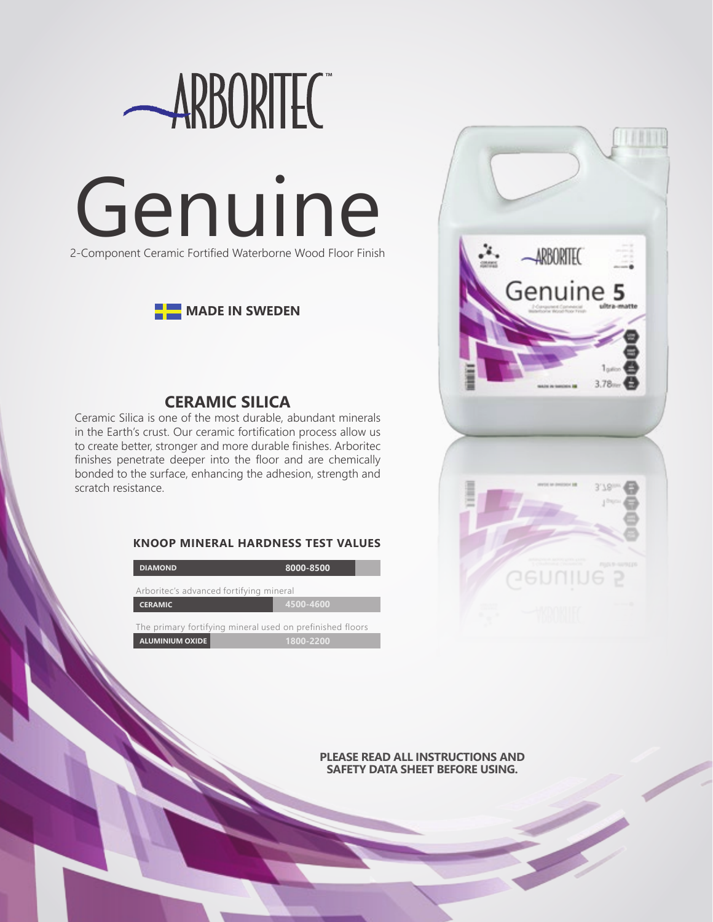# ARBORITEC™

# Genuine

2-Component Ceramic Fortified Waterborne Wood Floor Finish

**MADE IN SWEDEN**

## CERAMIC SILICA

Ceramic Silica is one of the most durable, abundant minerals in the Earth's crust. Our ceramic fortification process allow us to create better, stronger and more durable finishes. Arboritec finishes penetrate deeper into the floor and are chemically bonded to the surface, enhancing the adhesion, strength and scratch resistance.

### KNOOP MINERAL HARDNESS TEST VALUES

| Mineral | Value |
|---|---|
| **DIAMOND** | **8000-8500** |
| **CERAMIC** (Arboritec's advanced fortifying mineral) | **4500-4600** |
| **ALUMINIUM OXIDE** (The primary fortifying mineral used on prefinished floors) | **1800-2200** |

**PLEASE READ ALL INSTRUCTIONS AND SAFETY DATA SHEET BEFORE USING.**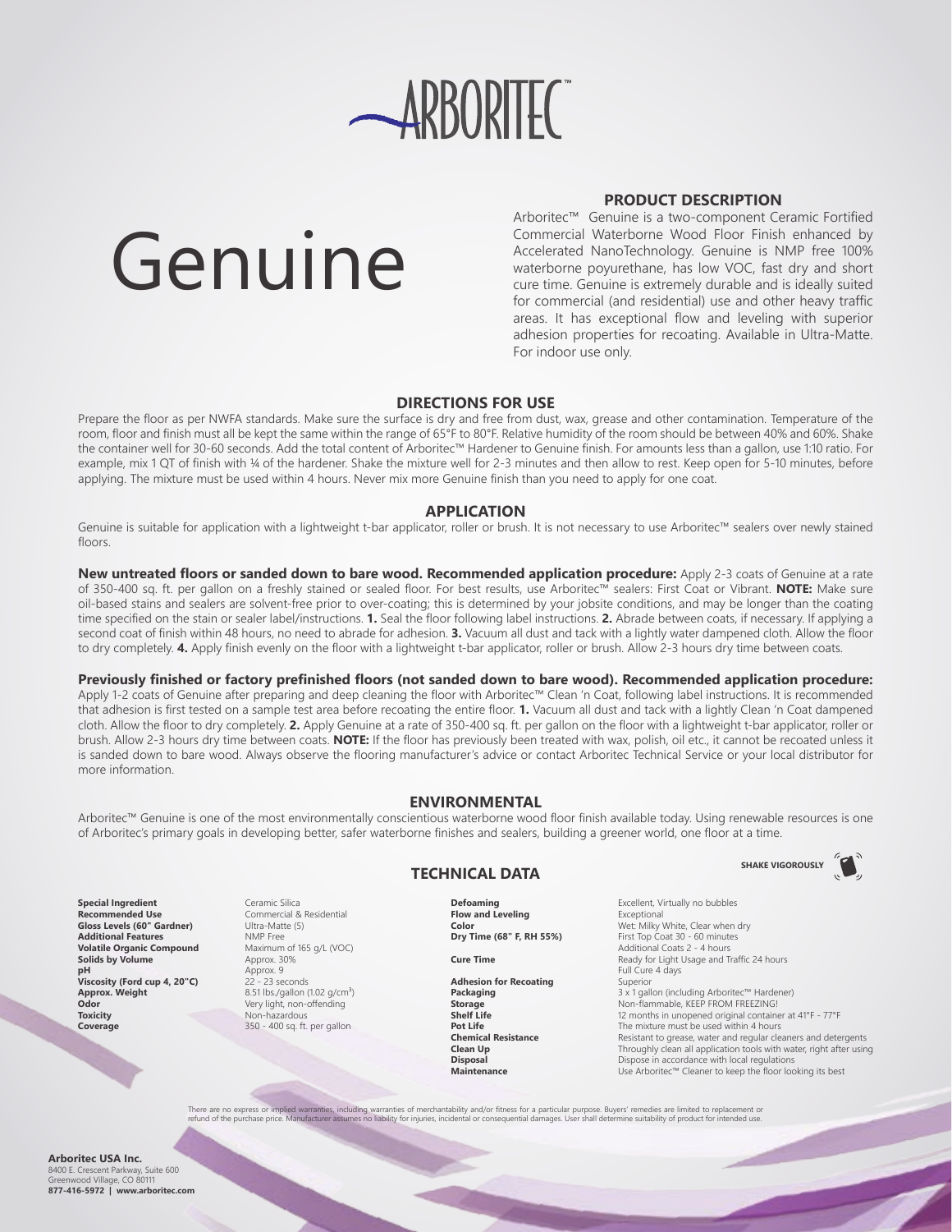# ARBORITEC™

# Genuine

## PRODUCT DESCRIPTION

Arboritec™ Genuine is a two-component Ceramic Fortified Commercial Waterborne Wood Floor Finish enhanced by Accelerated NanoTechnology. Genuine is NMP free 100% waterborne poyurethane, has low VOC, fast dry and short cure time. Genuine is extremely durable and is ideally suited for commercial (and residential) use and other heavy traffic areas. It has exceptional flow and leveling with superior adhesion properties for recoating. Available in Ultra-Matte. For indoor use only.

## DIRECTIONS FOR USE

Prepare the floor as per NWFA standards. Make sure the surface is dry and free from dust, wax, grease and other contamination. Temperature of the room, floor and finish must all be kept the same within the range of 65°F to 80°F. Relative humidity of the room should be between 40% and 60%. Shake the container well for 30-60 seconds. Add the total content of Arboritec™ Hardener to Genuine finish. For amounts less than a gallon, use 1:10 ratio. For example, mix 1 QT of finish with ¼ of the hardener. Shake the mixture well for 2-3 minutes and then allow to rest. Keep open for 5-10 minutes, before applying. The mixture must be used within 4 hours. Never mix more Genuine finish than you need to apply for one coat.

## APPLICATION

Genuine is suitable for application with a lightweight t-bar applicator, roller or brush. It is not necessary to use Arboritec™ sealers over newly stained floors.

**New untreated floors or sanded down to bare wood. Recommended application procedure:** Apply 2-3 coats of Genuine at a rate of 350-400 sq. ft. per gallon on a freshly stained or sealed floor. For best results, use Arboritec™ sealers: First Coat or Vibrant. **NOTE:** Make sure oil-based stains and sealers are solvent-free prior to over-coating; this is determined by your jobsite conditions, and may be longer than the coating time specified on the stain or sealer label/instructions. **1.** Seal the floor following label instructions. **2.** Abrade between coats, if necessary. If applying a second coat of finish within 48 hours, no need to abrade for adhesion. **3.** Vacuum all dust and tack with a lightly water dampened cloth. Allow the floor to dry completely. **4.** Apply finish evenly on the floor with a lightweight t-bar applicator, roller or brush. Allow 2-3 hours dry time between coats.

**Previously finished or factory prefinished floors (not sanded down to bare wood). Recommended application procedure:** Apply 1-2 coats of Genuine after preparing and deep cleaning the floor with Arboritec™ Clean 'n Coat, following label instructions. It is recommended that adhesion is first tested on a sample test area before recoating the entire floor. **1.** Vacuum all dust and tack with a lightly Clean 'n Coat dampened cloth. Allow the floor to dry completely. **2.** Apply Genuine at a rate of 350-400 sq. ft. per gallon on the floor with a lightweight t-bar applicator, roller or brush. Allow 2-3 hours dry time between coats. **NOTE:** If the floor has previously been treated with wax, polish, oil etc., it cannot be recoated unless it is sanded down to bare wood. Always observe the flooring manufacturer's advice or contact Arboritec Technical Service or your local distributor for more information.

## ENVIRONMENTAL

Arboritec™ Genuine is one of the most environmentally conscientious waterborne wood floor finish available today. Using renewable resources is one of Arboritec's primary goals in developing better, safer waterborne finishes and sealers, building a greener world, one floor at a time.

## TECHNICAL DATA

SHAKE VIGOROUSLY

| | |
|---|---|
| **Special Ingredient** | Ceramic Silica |
| **Recommended Use** | Commercial & Residential |
| **Gloss Levels (60" Gardner)** | Ultra-Matte (5) |
| **Additional Features** | NMP Free |
| **Volatile Organic Compound** | Maximum of 165 g/L (VOC) |
| **Solids by Volume** | Approx. 30% |
| **pH** | Approx. 9 |
| **Viscosity (Ford cup 4, 20"C)** | 22 - 23 seconds |
| **Approx. Weight** | 8.51 lbs./gallon (1.02 g/cm³) |
| **Odor** | Very light, non-offending |
| **Toxicity** | Non-hazardous |
| **Coverage** | 350 - 400 sq. ft. per gallon |
| **Defoaming** | Excellent, Virtually no bubbles |
| **Flow and Leveling** | Exceptional |
| **Color** | Wet: Milky White, Clear when dry |
| **Dry Time (68" F, RH 55%)** | First Top Coat 30 - 60 minutes<br>Additional Coats 2 - 4 hours |
| **Cure Time** | Ready for Light Usage and Traffic 24 hours<br>Full Cure 4 days |
| **Adhesion for Recoating** | Superior |
| **Packaging** | 3 x 1 gallon (including Arboritec™ Hardener) |
| **Storage** | Non-flammable, KEEP FROM FREEZING! |
| **Shelf Life** | 12 months in unopened original container at 41°F - 77°F |
| **Pot Life** | The mixture must be used within 4 hours |
| **Chemical Resistance** | Resistant to grease, water and regular cleaners and detergents |
| **Clean Up** | Throughly clean all application tools with water, right after using |
| **Disposal** | Dispose in accordance with local regulations |
| **Maintenance** | Use Arboritec™ Cleaner to keep the floor looking its best |

There are no express or implied warranties, including warranties of merchantability and/or fitness for a particular purpose. Buyers' remedies are limited to replacement or refund of the purchase price. Manufacturer assumes no liability for injuries, incidental or consequential damages. User shall determine suitability of product for intended use.

**Arboritec USA Inc.**
8400 E. Crescent Parkway, Suite 600
Greenwood Village, CO 80111
**877-416-5972 | www.arboritec.com**